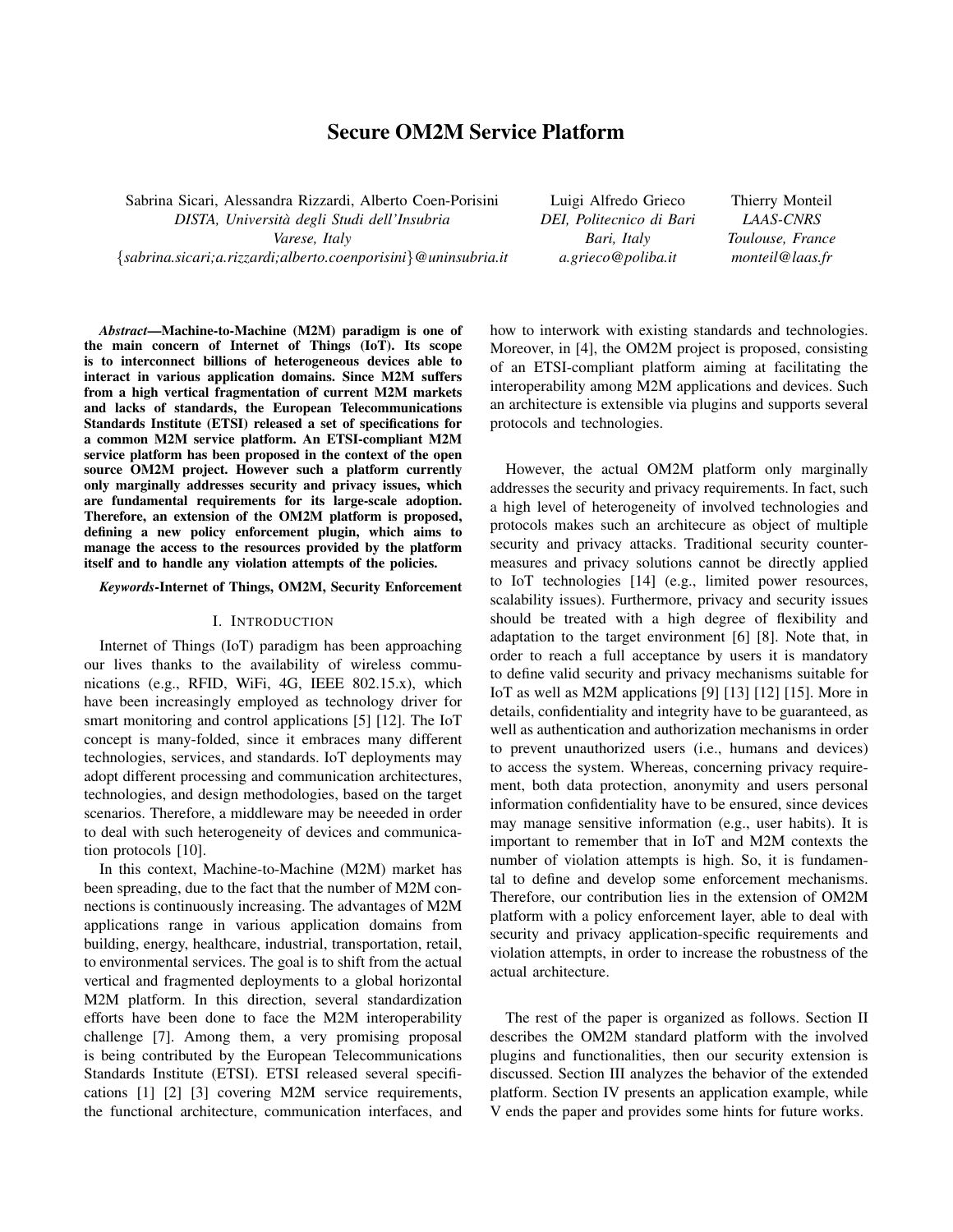# Secure OM2M Service Platform

Sabrina Sicari, Alessandra Rizzardi, Alberto Coen-Porisini
*DISTA, Università degli Studi dell'Insubria*
*Varese, Italy*
{*sabrina.sicari;a.rizzardi;alberto.coenporisini*}*@uninsubria.it*

Luigi Alfredo Grieco
*DEI, Politecnico di Bari*
*Bari, Italy*
*a.grieco@poliba.it*

Thierry Monteil
*LAAS-CNRS*
*Toulouse, France*
*monteil@laas.fr*

***Abstract*—Machine-to-Machine (M2M) paradigm is one of the main concern of Internet of Things (IoT). Its scope is to interconnect billions of heterogeneous devices able to interact in various application domains. Since M2M suffers from a high vertical fragmentation of current M2M markets and lacks of standards, the European Telecommunications Standards Institute (ETSI) released a set of specifications for a common M2M service platform. An ETSI-compliant M2M service platform has been proposed in the context of the open source OM2M project. However such a platform currently only marginally addresses security and privacy issues, which are fundamental requirements for its large-scale adoption. Therefore, an extension of the OM2M platform is proposed, defining a new policy enforcement plugin, which aims to manage the access to the resources provided by the platform itself and to handle any violation attempts of the policies.**

***Keywords*-Internet of Things, OM2M, Security Enforcement**

## I. Introduction

Internet of Things (IoT) paradigm has been approaching our lives thanks to the availability of wireless communications (e.g., RFID, WiFi, 4G, IEEE 802.15.x), which have been increasingly employed as technology driver for smart monitoring and control applications [5] [12]. The IoT concept is many-folded, since it embraces many different technologies, services, and standards. IoT deployments may adopt different processing and communication architectures, technologies, and design methodologies, based on the target scenarios. Therefore, a middleware may be neeeded in order to deal with such heterogeneity of devices and communication protocols [10].

In this context, Machine-to-Machine (M2M) market has been spreading, due to the fact that the number of M2M connections is continuously increasing. The advantages of M2M applications range in various application domains from building, energy, healthcare, industrial, transportation, retail, to environmental services. The goal is to shift from the actual vertical and fragmented deployments to a global horizontal M2M platform. In this direction, several standardization efforts have been done to face the M2M interoperability challenge [7]. Among them, a very promising proposal is being contributed by the European Telecommunications Standards Institute (ETSI). ETSI released several specifications [1] [2] [3] covering M2M service requirements, the functional architecture, communication interfaces, and how to interwork with existing standards and technologies. Moreover, in [4], the OM2M project is proposed, consisting of an ETSI-compliant platform aiming at facilitating the interoperability among M2M applications and devices. Such an architecture is extensible via plugins and supports several protocols and technologies.

However, the actual OM2M platform only marginally addresses the security and privacy requirements. In fact, such a high level of heterogeneity of involved technologies and protocols makes such an architecure as object of multiple security and privacy attacks. Traditional security countermeasures and privacy solutions cannot be directly applied to IoT technologies [14] (e.g., limited power resources, scalability issues). Furthermore, privacy and security issues should be treated with a high degree of flexibility and adaptation to the target environment [6] [8]. Note that, in order to reach a full acceptance by users it is mandatory to define valid security and privacy mechanisms suitable for IoT as well as M2M applications [9] [13] [12] [15]. More in details, confidentiality and integrity have to be guaranteed, as well as authentication and authorization mechanisms in order to prevent unauthorized users (i.e., humans and devices) to access the system. Whereas, concerning privacy requirement, both data protection, anonymity and users personal information confidentiality have to be ensured, since devices may manage sensitive information (e.g., user habits). It is important to remember that in IoT and M2M contexts the number of violation attempts is high. So, it is fundamental to define and develop some enforcement mechanisms. Therefore, our contribution lies in the extension of OM2M platform with a policy enforcement layer, able to deal with security and privacy application-specific requirements and violation attempts, in order to increase the robustness of the actual architecture.

The rest of the paper is organized as follows. Section II describes the OM2M standard platform with the involved plugins and functionalities, then our security extension is discussed. Section III analyzes the behavior of the extended platform. Section IV presents an application example, while V ends the paper and provides some hints for future works.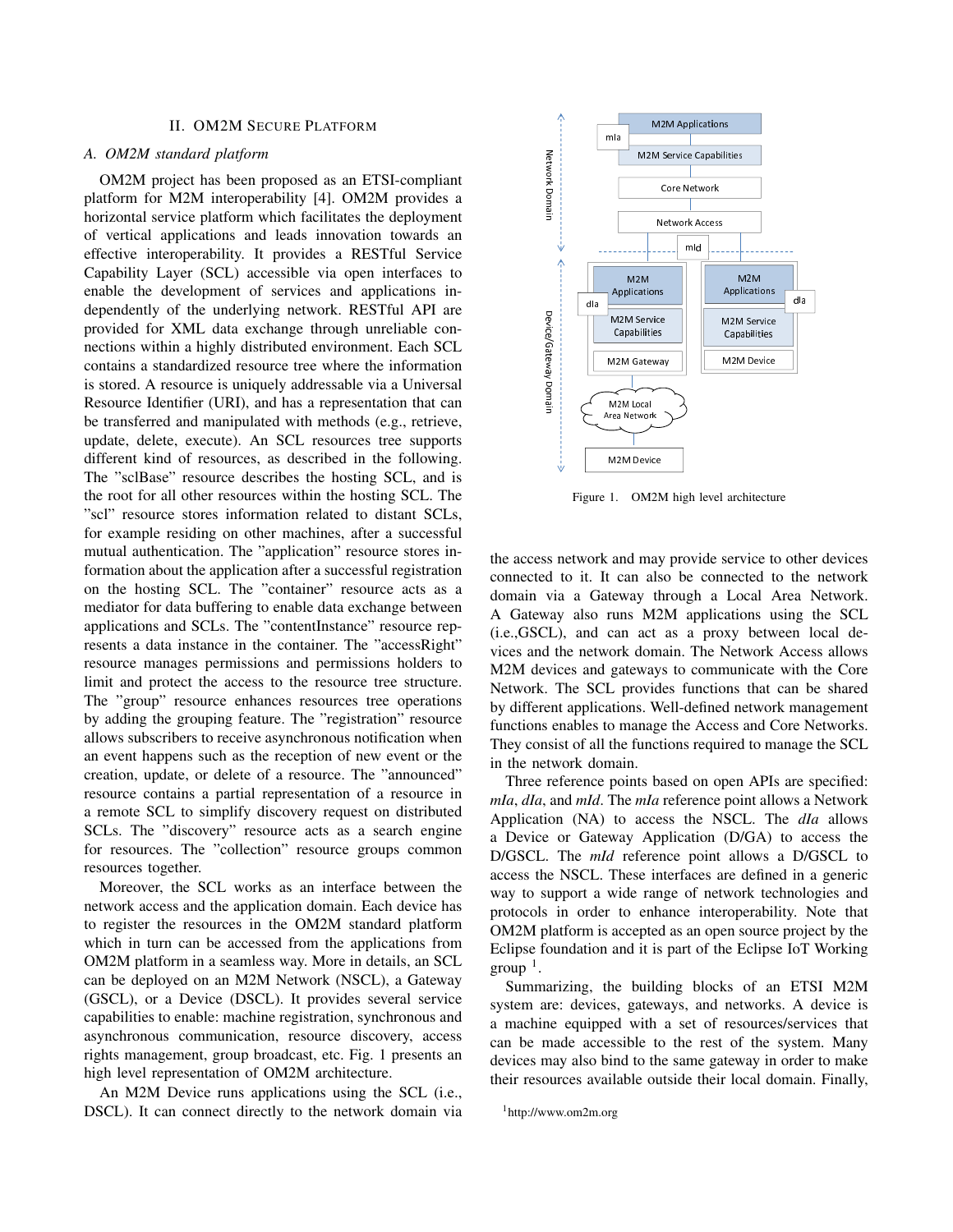## II. OM2M Secure Platform

### A. OM2M standard platform

OM2M project has been proposed as an ETSI-compliant platform for M2M interoperability [4]. OM2M provides a horizontal service platform which facilitates the deployment of vertical applications and leads innovation towards an effective interoperability. It provides a RESTful Service Capability Layer (SCL) accessible via open interfaces to enable the development of services and applications independently of the underlying network. RESTful API are provided for XML data exchange through unreliable connections within a highly distributed environment. Each SCL contains a standardized resource tree where the information is stored. A resource is uniquely addressable via a Universal Resource Identifier (URI), and has a representation that can be transferred and manipulated with methods (e.g., retrieve, update, delete, execute). An SCL resources tree supports different kind of resources, as described in the following. The "sclBase" resource describes the hosting SCL, and is the root for all other resources within the hosting SCL. The "scl" resource stores information related to distant SCLs, for example residing on other machines, after a successful mutual authentication. The "application" resource stores information about the application after a successful registration on the hosting SCL. The "container" resource acts as a mediator for data buffering to enable data exchange between applications and SCLs. The "contentInstance" resource represents a data instance in the container. The "accessRight" resource manages permissions and permissions holders to limit and protect the access to the resource tree structure. The "group" resource enhances resources tree operations by adding the grouping feature. The "registration" resource allows subscribers to receive asynchronous notification when an event happens such as the reception of new event or the creation, update, or delete of a resource. The "announced" resource contains a partial representation of a resource in a remote SCL to simplify discovery request on distributed SCLs. The "discovery" resource acts as a search engine for resources. The "collection" resource groups common resources together.

Moreover, the SCL works as an interface between the network access and the application domain. Each device has to register the resources in the OM2M standard platform which in turn can be accessed from the applications from OM2M platform in a seamless way. More in details, an SCL can be deployed on an M2M Network (NSCL), a Gateway (GSCL), or a Device (DSCL). It provides several service capabilities to enable: machine registration, synchronous and asynchronous communication, resource discovery, access rights management, group broadcast, etc. Fig. 1 presents an high level representation of OM2M architecture.

An M2M Device runs applications using the SCL (i.e., DSCL). It can connect directly to the network domain via the access network and may provide service to other devices connected to it. It can also be connected to the network domain via a Gateway through a Local Area Network. A Gateway also runs M2M applications using the SCL (i.e.,GSCL), and can act as a proxy between local devices and the network domain. The Network Access allows M2M devices and gateways to communicate with the Core Network. The SCL provides functions that can be shared by different applications. Well-defined network management functions enables to manage the Access and Core Networks. They consist of all the functions required to manage the SCL in the network domain.

Figure 1. OM2M high level architecture

Three reference points based on open APIs are specified: *mIa*, *dIa*, and *mId*. The *mIa* reference point allows a Network Application (NA) to access the NSCL. The *dIa* allows a Device or Gateway Application (D/GA) to access the D/GSCL. The *mId* reference point allows a D/GSCL to access the NSCL. These interfaces are defined in a generic way to support a wide range of network technologies and protocols in order to enhance interoperability. Note that OM2M platform is accepted as an open source project by the Eclipse foundation and it is part of the Eclipse IoT Working group [1].

Summarizing, the building blocks of an ETSI M2M system are: devices, gateways, and networks. A device is a machine equipped with a set of resources/services that can be made accessible to the rest of the system. Many devices may also bind to the same gateway in order to make their resources available outside their local domain. Finally,

[1] http://www.om2m.org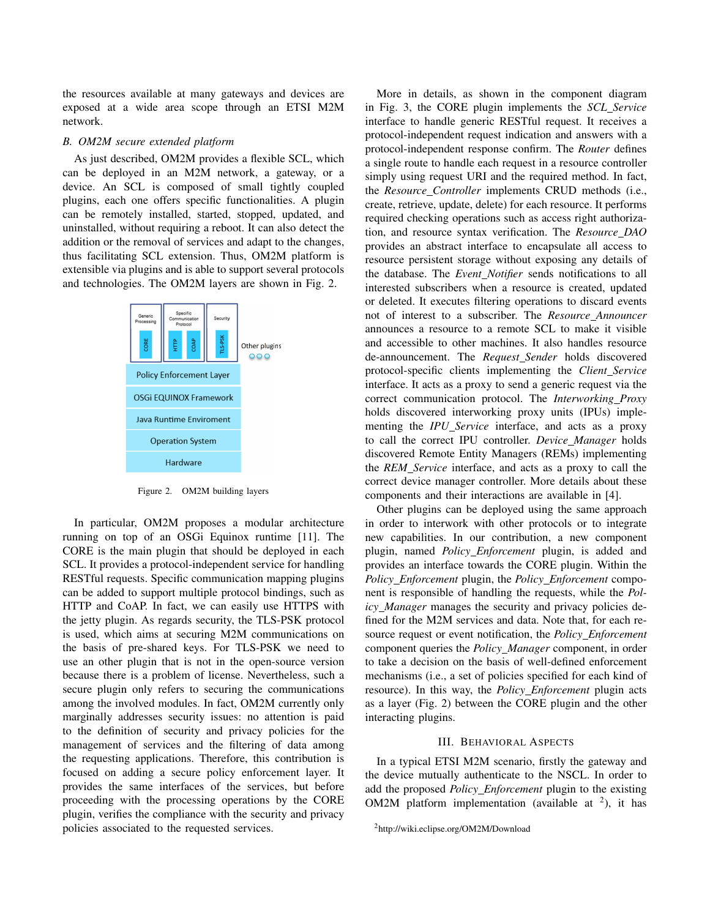the resources available at many gateways and devices are exposed at a wide area scope through an ETSI M2M network.

### B. OM2M secure extended platform

As just described, OM2M provides a flexible SCL, which can be deployed in an M2M network, a gateway, or a device. An SCL is composed of small tightly coupled plugins, each one offers specific functionalities. A plugin can be remotely installed, started, stopped, updated, and uninstalled, without requiring a reboot. It can also detect the addition or the removal of services and adapt to the changes, thus facilitating SCL extension. Thus, OM2M platform is extensible via plugins and is able to support several protocols and technologies. The OM2M layers are shown in Fig. 2.

| Generic Processing: CORE | Specific Communication Protocol: HTTP, COAP | Security: TLS-PSK | Other plugins |
|---|---|---|---|
| Policy Enforcement Layer | | | |
| OSGi EQUINOX Framework | | | |
| Java Runtime Enviroment | | | |
| Operation System | | | |
| Hardware | | | |

Figure 2. OM2M building layers

In particular, OM2M proposes a modular architecture running on top of an OSGi Equinox runtime [11]. The CORE is the main plugin that should be deployed in each SCL. It provides a protocol-independent service for handling RESTful requests. Specific communication mapping plugins can be added to support multiple protocol bindings, such as HTTP and CoAP. In fact, we can easily use HTTPS with the jetty plugin. As regards security, the TLS-PSK protocol is used, which aims at securing M2M communications on the basis of pre-shared keys. For TLS-PSK we need to use an other plugin that is not in the open-source version because there is a problem of license. Nevertheless, such a secure plugin only refers to securing the communications among the involved modules. In fact, OM2M currently only marginally addresses security issues: no attention is paid to the definition of security and privacy policies for the management of services and the filtering of data among the requesting applications. Therefore, this contribution is focused on adding a secure policy enforcement layer. It provides the same interfaces of the services, but before proceeding with the processing operations by the CORE plugin, verifies the compliance with the security and privacy policies associated to the requested services.

More in details, as shown in the component diagram in Fig. 3, the CORE plugin implements the *SCL_Service* interface to handle generic RESTful request. It receives a protocol-independent request indication and answers with a protocol-independent response confirm. The *Router* defines a single route to handle each request in a resource controller simply using request URI and the required method. In fact, the *Resource_Controller* implements CRUD methods (i.e., create, retrieve, update, delete) for each resource. It performs required checking operations such as access right authorization, and resource syntax verification. The *Resource_DAO* provides an abstract interface to encapsulate all access to resource persistent storage without exposing any details of the database. The *Event_Notifier* sends notifications to all interested subscribers when a resource is created, updated or deleted. It executes filtering operations to discard events not of interest to a subscriber. The *Resource_Announcer* announces a resource to a remote SCL to make it visible and accessible to other machines. It also handles resource de-announcement. The *Request_Sender* holds discovered protocol-specific clients implementing the *Client_Service* interface. It acts as a proxy to send a generic request via the correct communication protocol. The *Interworking_Proxy* holds discovered interworking proxy units (IPUs) implementing the *IPU_Service* interface, and acts as a proxy to call the correct IPU controller. *Device_Manager* holds discovered Remote Entity Managers (REMs) implementing the *REM_Service* interface, and acts as a proxy to call the correct device manager controller. More details about these components and their interactions are available in [4].

Other plugins can be deployed using the same approach in order to interwork with other protocols or to integrate new capabilities. In our contribution, a new component plugin, named *Policy_Enforcement* plugin, is added and provides an interface towards the CORE plugin. Within the *Policy_Enforcement* plugin, the *Policy_Enforcement* component is responsible of handling the requests, while the *Policy_Manager* manages the security and privacy policies defined for the M2M services and data. Note that, for each resource request or event notification, the *Policy_Enforcement* component queries the *Policy_Manager* component, in order to take a decision on the basis of well-defined enforcement mechanisms (i.e., a set of policies specified for each kind of resource). In this way, the *Policy_Enforcement* plugin acts as a layer (Fig. 2) between the CORE plugin and the other interacting plugins.

## III. Behavioral Aspects

In a typical ETSI M2M scenario, firstly the gateway and the device mutually authenticate to the NSCL. In order to add the proposed *Policy_Enforcement* plugin to the existing OM2M platform implementation (available at [2]), it has

[2]http://wiki.eclipse.org/OM2M/Download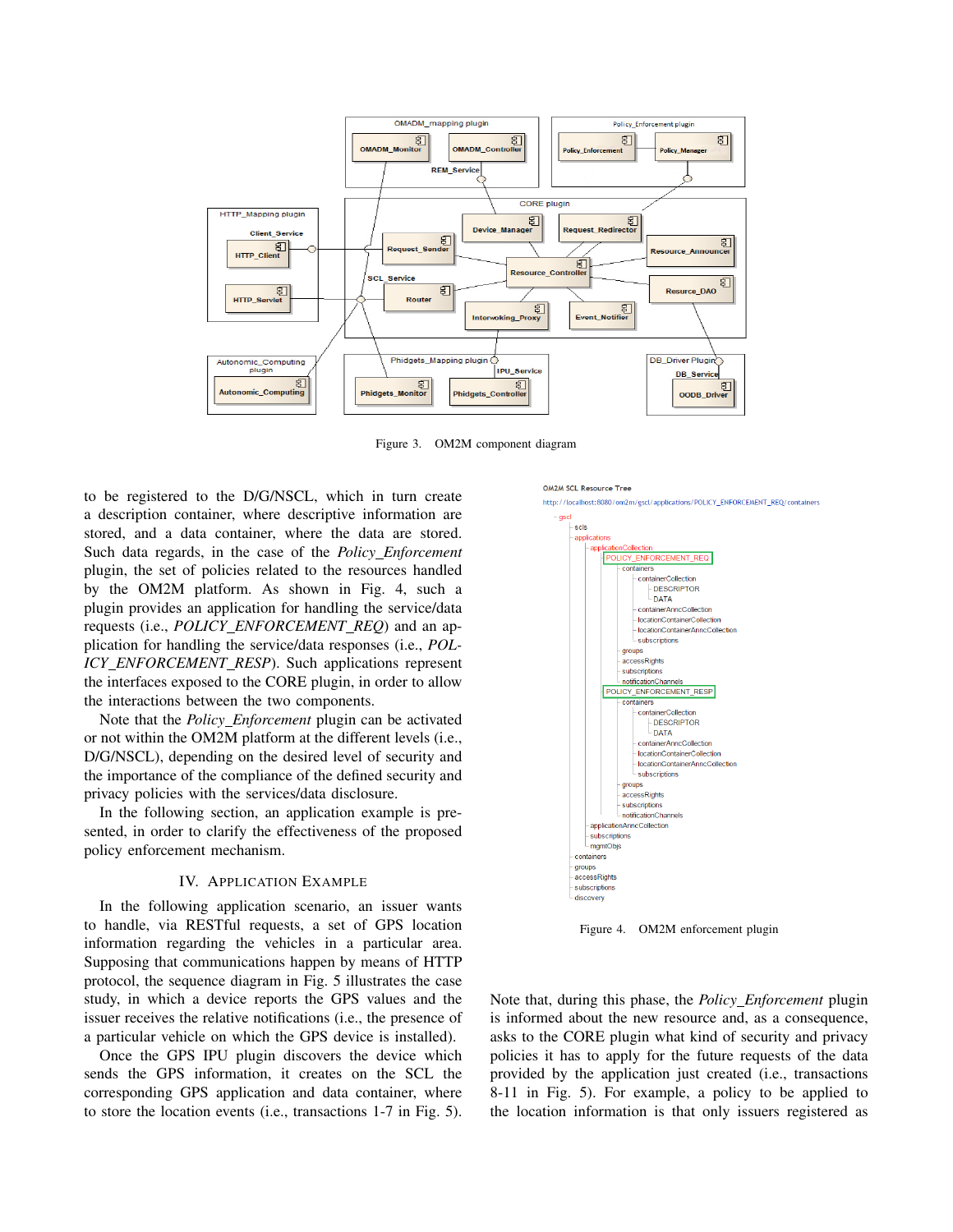Figure 3. OM2M component diagram

to be registered to the D/G/NSCL, which in turn create a description container, where descriptive information are stored, and a data container, where the data are stored. Such data regards, in the case of the *Policy_Enforcement* plugin, the set of policies related to the resources handled by the OM2M platform. As shown in Fig. 4, such a plugin provides an application for handling the service/data requests (i.e., *POLICY_ENFORCEMENT_REQ*) and an application for handling the service/data responses (i.e., *POLICY_ENFORCEMENT_RESP*). Such applications represent the interfaces exposed to the CORE plugin, in order to allow the interactions between the two components.

Note that the *Policy_Enforcement* plugin can be activated or not within the OM2M platform at the different levels (i.e., D/G/NSCL), depending on the desired level of security and the importance of the compliance of the defined security and privacy policies with the services/data disclosure.

In the following section, an application example is presented, in order to clarify the effectiveness of the proposed policy enforcement mechanism.

## IV. Application Example

In the following application scenario, an issuer wants to handle, via RESTful requests, a set of GPS location information regarding the vehicles in a particular area. Supposing that communications happen by means of HTTP protocol, the sequence diagram in Fig. 5 illustrates the case study, in which a device reports the GPS values and the issuer receives the relative notifications (i.e., the presence of a particular vehicle on which the GPS device is installed).

Once the GPS IPU plugin discovers the device which sends the GPS information, it creates on the SCL the corresponding GPS application and data container, where to store the location events (i.e., transactions 1-7 in Fig. 5).

Figure 4. OM2M enforcement plugin

Note that, during this phase, the *Policy_Enforcement* plugin is informed about the new resource and, as a consequence, asks to the CORE plugin what kind of security and privacy policies it has to apply for the future requests of the data provided by the application just created (i.e., transactions 8-11 in Fig. 5). For example, a policy to be applied to the location information is that only issuers registered as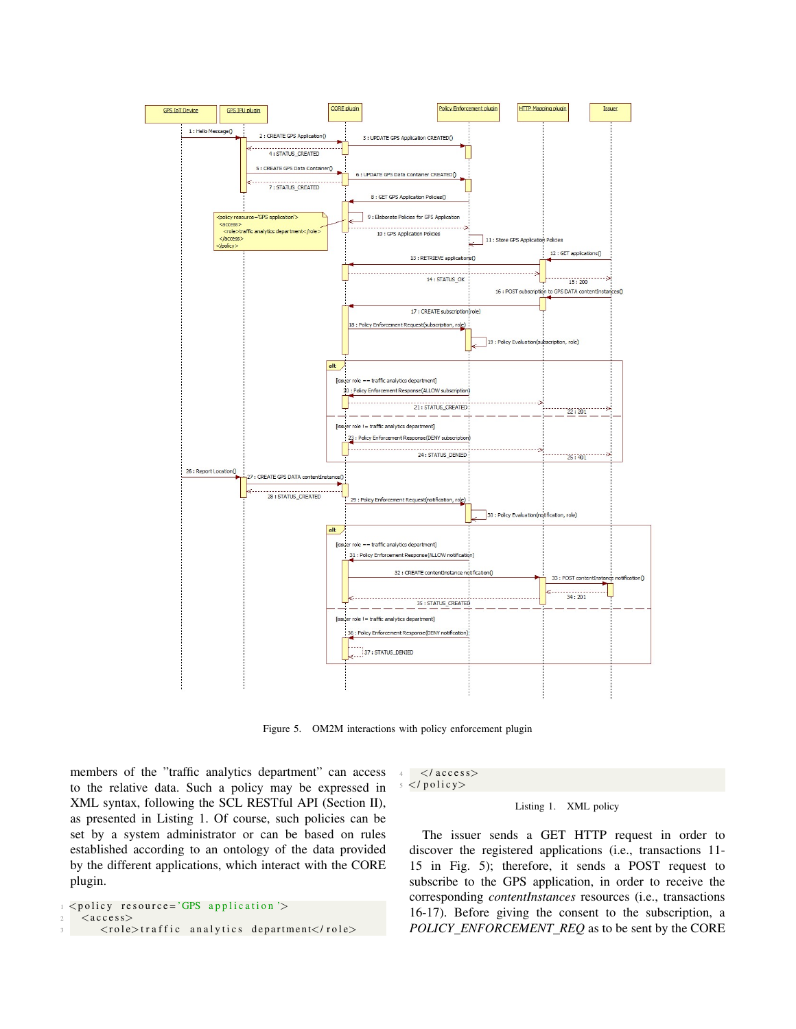Figure 5. OM2M interactions with policy enforcement plugin

members of the "traffic analytics department" can access to the relative data. Such a policy may be expressed in XML syntax, following the SCL RESTful API (Section II), as presented in Listing 1. Of course, such policies can be set by a system administrator or can be based on rules established according to an ontology of the data provided by the different applications, which interact with the CORE plugin.

```
<policy resource='GPS application'>
  <access>
    <role>traffic analytics department</role>
  </access>
</policy>
```

Listing 1. XML policy

The issuer sends a GET HTTP request in order to discover the registered applications (i.e., transactions 11-15 in Fig. 5); therefore, it sends a POST request to subscribe to the GPS application, in order to receive the corresponding *contentInstances* resources (i.e., transactions 16-17). Before giving the consent to the subscription, a *POLICY_ENFORCEMENT_REQ* as to be sent by the CORE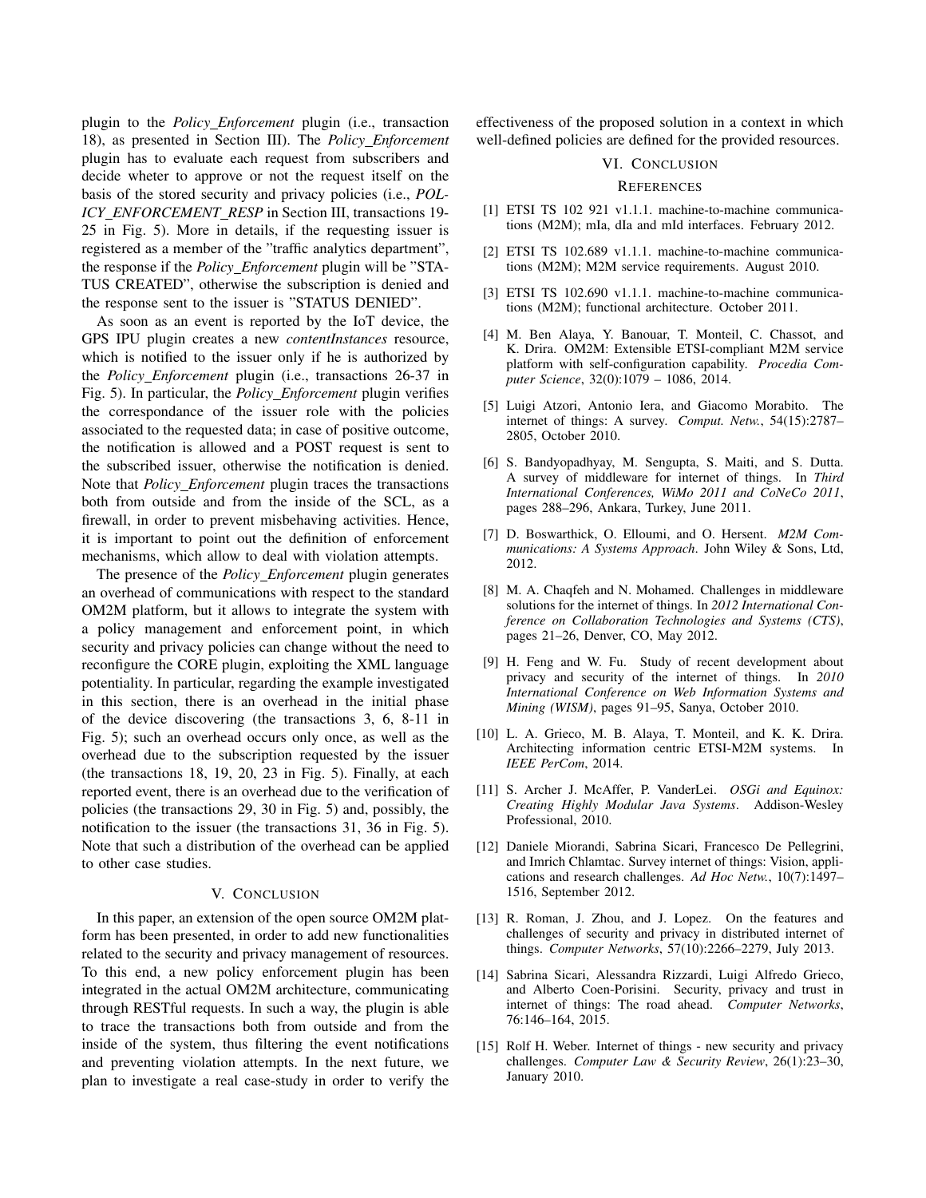plugin to the *Policy_Enforcement* plugin (i.e., transaction 18), as presented in Section III). The *Policy_Enforcement* plugin has to evaluate each request from subscribers and decide wheter to approve or not the request itself on the basis of the stored security and privacy policies (i.e., *POLICY_ENFORCEMENT_RESP* in Section III, transactions 19-25 in Fig. 5). More in details, if the requesting issuer is registered as a member of the "traffic analytics department", the response if the *Policy_Enforcement* plugin will be "STATUS CREATED", otherwise the subscription is denied and the response sent to the issuer is "STATUS DENIED".

As soon as an event is reported by the IoT device, the GPS IPU plugin creates a new *contentInstances* resource, which is notified to the issuer only if he is authorized by the *Policy_Enforcement* plugin (i.e., transactions 26-37 in Fig. 5). In particular, the *Policy_Enforcement* plugin verifies the correspondance of the issuer role with the policies associated to the requested data; in case of positive outcome, the notification is allowed and a POST request is sent to the subscribed issuer, otherwise the notification is denied. Note that *Policy_Enforcement* plugin traces the transactions both from outside and from the inside of the SCL, as a firewall, in order to prevent misbehaving activities. Hence, it is important to point out the definition of enforcement mechanisms, which allow to deal with violation attempts.

The presence of the *Policy_Enforcement* plugin generates an overhead of communications with respect to the standard OM2M platform, but it allows to integrate the system with a policy management and enforcement point, in which security and privacy policies can change without the need to reconfigure the CORE plugin, exploiting the XML language potentiality. In particular, regarding the example investigated in this section, there is an overhead in the initial phase of the device discovering (the transactions 3, 6, 8-11 in Fig. 5); such an overhead occurs only once, as well as the overhead due to the subscription requested by the issuer (the transactions 18, 19, 20, 23 in Fig. 5). Finally, at each reported event, there is an overhead due to the verification of policies (the transactions 29, 30 in Fig. 5) and, possibly, the notification to the issuer (the transactions 31, 36 in Fig. 5). Note that such a distribution of the overhead can be applied to other case studies.

## V. Conclusion

In this paper, an extension of the open source OM2M platform has been presented, in order to add new functionalities related to the security and privacy management of resources. To this end, a new policy enforcement plugin has been integrated in the actual OM2M architecture, communicating through RESTful requests. In such a way, the plugin is able to trace the transactions both from outside and from the inside of the system, thus filtering the event notifications and preventing violation attempts. In the next future, we plan to investigate a real case-study in order to verify the effectiveness of the proposed solution in a context in which well-defined policies are defined for the provided resources.

## VI. Conclusion

## References

[1] ETSI TS 102 921 v1.1.1. machine-to-machine communications (M2M); mIa, dIa and mId interfaces. February 2012.

[2] ETSI TS 102.689 v1.1.1. machine-to-machine communications (M2M); M2M service requirements. August 2010.

[3] ETSI TS 102.690 v1.1.1. machine-to-machine communications (M2M); functional architecture. October 2011.

[4] M. Ben Alaya, Y. Banouar, T. Monteil, C. Chassot, and K. Drira. OM2M: Extensible ETSI-compliant M2M service platform with self-configuration capability. *Procedia Computer Science*, 32(0):1079 – 1086, 2014.

[5] Luigi Atzori, Antonio Iera, and Giacomo Morabito. The internet of things: A survey. *Comput. Netw.*, 54(15):2787–2805, October 2010.

[6] S. Bandyopadhyay, M. Sengupta, S. Maiti, and S. Dutta. A survey of middleware for internet of things. In *Third International Conferences, WiMo 2011 and CoNeCo 2011*, pages 288–296, Ankara, Turkey, June 2011.

[7] D. Boswarthick, O. Elloumi, and O. Hersent. *M2M Communications: A Systems Approach*. John Wiley & Sons, Ltd, 2012.

[8] M. A. Chaqfeh and N. Mohamed. Challenges in middleware solutions for the internet of things. In *2012 International Conference on Collaboration Technologies and Systems (CTS)*, pages 21–26, Denver, CO, May 2012.

[9] H. Feng and W. Fu. Study of recent development about privacy and security of the internet of things. In *2010 International Conference on Web Information Systems and Mining (WISM)*, pages 91–95, Sanya, October 2010.

[10] L. A. Grieco, M. B. Alaya, T. Monteil, and K. K. Drira. Architecting information centric ETSI-M2M systems. In *IEEE PerCom*, 2014.

[11] S. Archer J. McAffer, P. VanderLei. *OSGi and Equinox: Creating Highly Modular Java Systems*. Addison-Wesley Professional, 2010.

[12] Daniele Miorandi, Sabrina Sicari, Francesco De Pellegrini, and Imrich Chlamtac. Survey internet of things: Vision, applications and research challenges. *Ad Hoc Netw.*, 10(7):1497–1516, September 2012.

[13] R. Roman, J. Zhou, and J. Lopez. On the features and challenges of security and privacy in distributed internet of things. *Computer Networks*, 57(10):2266–2279, July 2013.

[14] Sabrina Sicari, Alessandra Rizzardi, Luigi Alfredo Grieco, and Alberto Coen-Porisini. Security, privacy and trust in internet of things: The road ahead. *Computer Networks*, 76:146–164, 2015.

[15] Rolf H. Weber. Internet of things - new security and privacy challenges. *Computer Law & Security Review*, 26(1):23–30, January 2010.